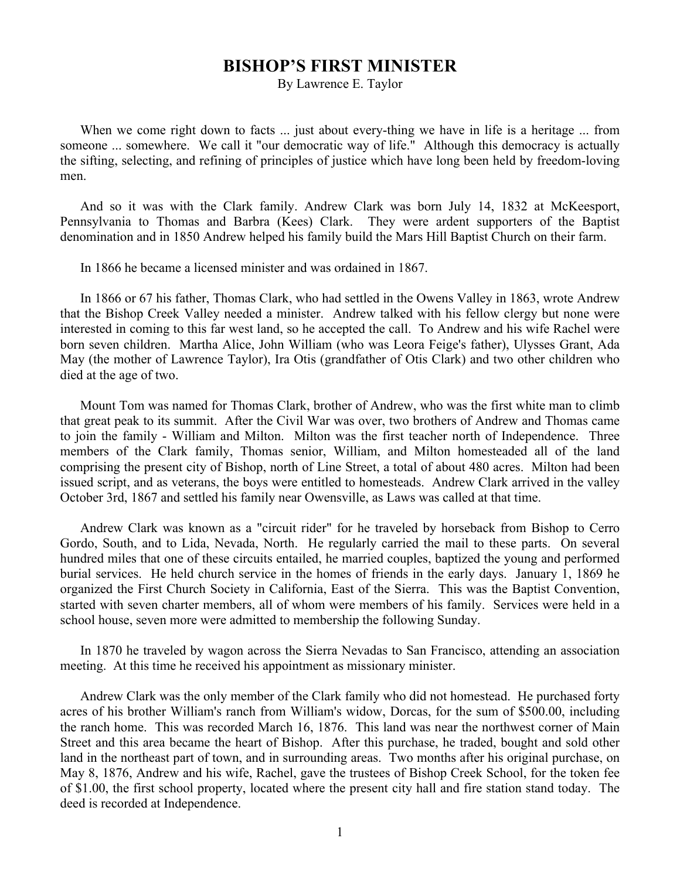# BISHOP'S FIRST MINISTER

By Lawrence E. Taylor

When we come right down to facts ... just about every-thing we have in life is a heritage ... from someone ... somewhere. We call it "our democratic way of life." Although this democracy is actually the sifting, selecting, and refining of principles of justice which have long been held by freedom-loving men.

And so it was with the Clark family. Andrew Clark was born July 14, 1832 at McKeesport, Pennsylvania to Thomas and Barbra (Kees) Clark. They were ardent supporters of the Baptist denomination and in 1850 Andrew helped his family build the Mars Hill Baptist Church on their farm.

In 1866 he became a licensed minister and was ordained in 1867.

In 1866 or 67 his father, Thomas Clark, who had settled in the Owens Valley in 1863, wrote Andrew that the Bishop Creek Valley needed a minister. Andrew talked with his fellow clergy but none were interested in coming to this far west land, so he accepted the call. To Andrew and his wife Rachel were born seven children. Martha Alice, John William (who was Leora Feige's father), Ulysses Grant, Ada May (the mother of Lawrence Taylor), Ira Otis (grandfather of Otis Clark) and two other children who died at the age of two.

Mount Tom was named for Thomas Clark, brother of Andrew, who was the first white man to climb that great peak to its summit. After the Civil War was over, two brothers of Andrew and Thomas came to join the family - William and Milton. Milton was the first teacher north of Independence. Three members of the Clark family, Thomas senior, William, and Milton homesteaded all of the land comprising the present city of Bishop, north of Line Street, a total of about 480 acres. Milton had been issued script, and as veterans, the boys were entitled to homesteads. Andrew Clark arrived in the valley October 3rd, 1867 and settled his family near Owensville, as Laws was called at that time.

Andrew Clark was known as a "circuit rider" for he traveled by horseback from Bishop to Cerro Gordo, South, and to Lida, Nevada, North. He regularly carried the mail to these parts. On several hundred miles that one of these circuits entailed, he married couples, baptized the young and performed burial services. He held church service in the homes of friends in the early days. January 1, 1869 he organized the First Church Society in California, East of the Sierra. This was the Baptist Convention, started with seven charter members, all of whom were members of his family. Services were held in a school house, seven more were admitted to membership the following Sunday.

In 1870 he traveled by wagon across the Sierra Nevadas to San Francisco, attending an association meeting. At this time he received his appointment as missionary minister.

Andrew Clark was the only member of the Clark family who did not homestead. He purchased forty acres of his brother William's ranch from William's widow, Dorcas, for the sum of $500.00, including the ranch home. This was recorded March 16, 1876. This land was near the northwest corner of Main Street and this area became the heart of Bishop. After this purchase, he traded, bought and sold other land in the northeast part of town, and in surrounding areas. Two months after his original purchase, on May 8, 1876, Andrew and his wife, Rachel, gave the trustees of Bishop Creek School, for the token fee of $1.00, the first school property, located where the present city hall and fire station stand today. The deed is recorded at Independence.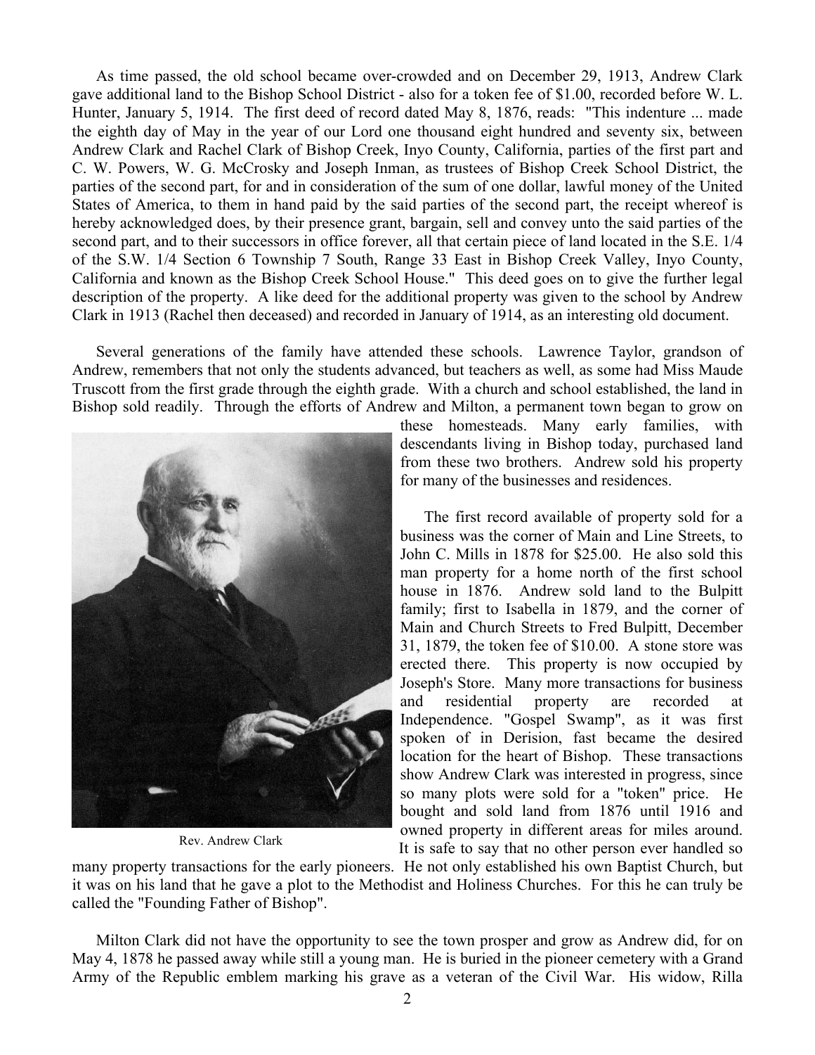As time passed, the old school became over-crowded and on December 29, 1913, Andrew Clark gave additional land to the Bishop School District - also for a token fee of $1.00, recorded before W. L. Hunter, January 5, 1914. The first deed of record dated May 8, 1876, reads: "This indenture ... made the eighth day of May in the year of our Lord one thousand eight hundred and seventy six, between Andrew Clark and Rachel Clark of Bishop Creek, Inyo County, California, parties of the first part and C. W. Powers, W. G. McCrosky and Joseph Inman, as trustees of Bishop Creek School District, the parties of the second part, for and in consideration of the sum of one dollar, lawful money of the United States of America, to them in hand paid by the said parties of the second part, the receipt whereof is hereby acknowledged does, by their presence grant, bargain, sell and convey unto the said parties of the second part, and to their successors in office forever, all that certain piece of land located in the S.E. 1/4 of the S.W. 1/4 Section 6 Township 7 South, Range 33 East in Bishop Creek Valley, Inyo County, California and known as the Bishop Creek School House." This deed goes on to give the further legal description of the property. A like deed for the additional property was given to the school by Andrew Clark in 1913 (Rachel then deceased) and recorded in January of 1914, as an interesting old document.

Several generations of the family have attended these schools. Lawrence Taylor, grandson of Andrew, remembers that not only the students advanced, but teachers as well, as some had Miss Maude Truscott from the first grade through the eighth grade. With a church and school established, the land in Bishop sold readily. Through the efforts of Andrew and Milton, a permanent town began to grow on these homesteads. Many early families, with descendants living in Bishop today, purchased land from these two brothers. Andrew sold his property for many of the businesses and residences.

Rev. Andrew Clark

The first record available of property sold for a business was the corner of Main and Line Streets, to John C. Mills in 1878 for $25.00. He also sold this man property for a home north of the first school house in 1876. Andrew sold land to the Bulpitt family; first to Isabella in 1879, and the corner of Main and Church Streets to Fred Bulpitt, December 31, 1879, the token fee of $10.00. A stone store was erected there. This property is now occupied by Joseph's Store. Many more transactions for business and residential property are recorded at Independence. "Gospel Swamp", as it was first spoken of in Derision, fast became the desired location for the heart of Bishop. These transactions show Andrew Clark was interested in progress, since so many plots were sold for a "token" price. He bought and sold land from 1876 until 1916 and owned property in different areas for miles around. It is safe to say that no other person ever handled so many property transactions for the early pioneers. He not only established his own Baptist Church, but it was on his land that he gave a plot to the Methodist and Holiness Churches. For this he can truly be called the "Founding Father of Bishop".

Milton Clark did not have the opportunity to see the town prosper and grow as Andrew did, for on May 4, 1878 he passed away while still a young man. He is buried in the pioneer cemetery with a Grand Army of the Republic emblem marking his grave as a veteran of the Civil War. His widow, Rilla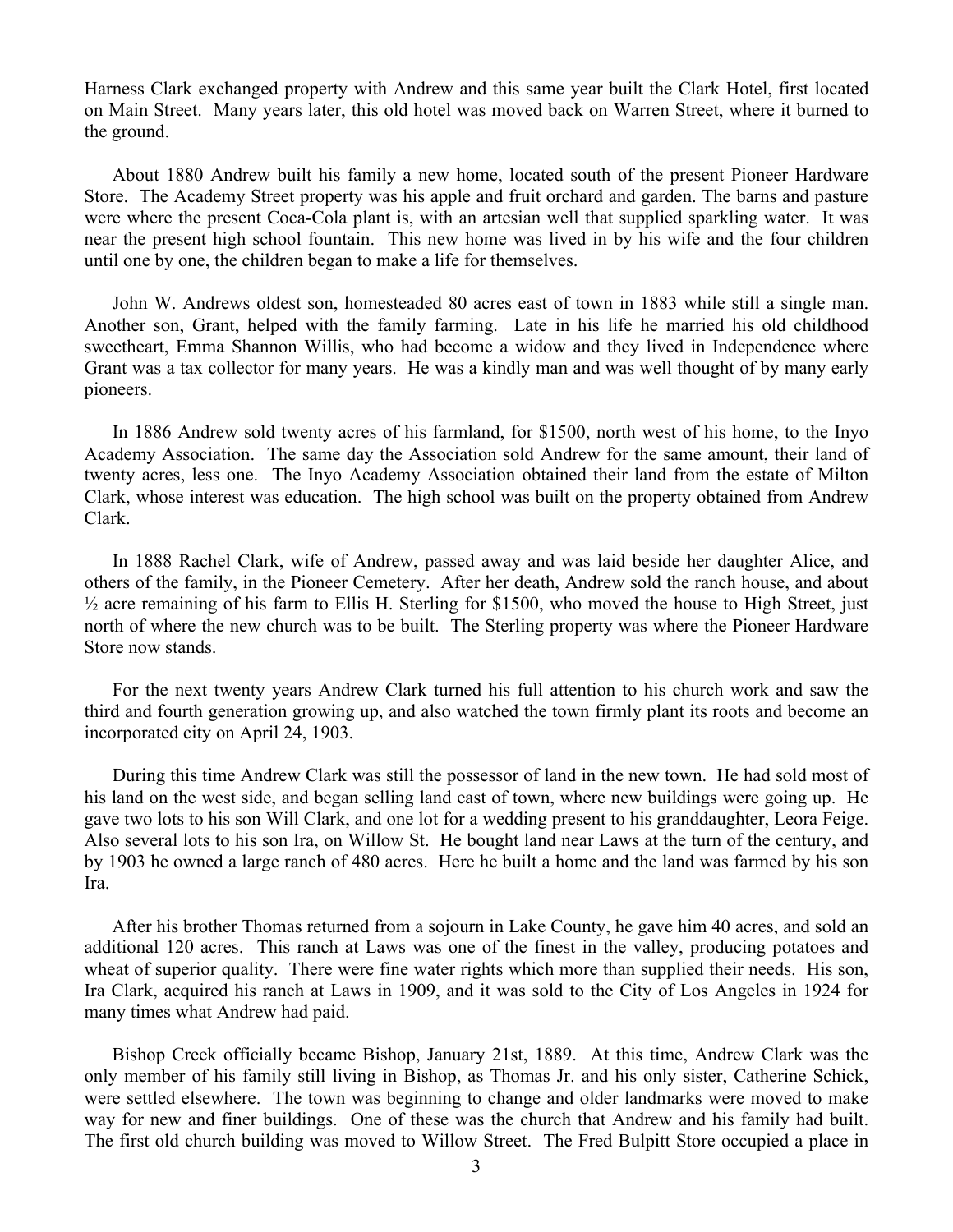Harness Clark exchanged property with Andrew and this same year built the Clark Hotel, first located on Main Street. Many years later, this old hotel was moved back on Warren Street, where it burned to the ground.

About 1880 Andrew built his family a new home, located south of the present Pioneer Hardware Store. The Academy Street property was his apple and fruit orchard and garden. The barns and pasture were where the present Coca-Cola plant is, with an artesian well that supplied sparkling water. It was near the present high school fountain. This new home was lived in by his wife and the four children until one by one, the children began to make a life for themselves.

John W. Andrews oldest son, homesteaded 80 acres east of town in 1883 while still a single man. Another son, Grant, helped with the family farming. Late in his life he married his old childhood sweetheart, Emma Shannon Willis, who had become a widow and they lived in Independence where Grant was a tax collector for many years. He was a kindly man and was well thought of by many early pioneers.

In 1886 Andrew sold twenty acres of his farmland, for $1500, north west of his home, to the Inyo Academy Association. The same day the Association sold Andrew for the same amount, their land of twenty acres, less one. The Inyo Academy Association obtained their land from the estate of Milton Clark, whose interest was education. The high school was built on the property obtained from Andrew Clark.

In 1888 Rachel Clark, wife of Andrew, passed away and was laid beside her daughter Alice, and others of the family, in the Pioneer Cemetery. After her death, Andrew sold the ranch house, and about ½ acre remaining of his farm to Ellis H. Sterling for $1500, who moved the house to High Street, just north of where the new church was to be built. The Sterling property was where the Pioneer Hardware Store now stands.

For the next twenty years Andrew Clark turned his full attention to his church work and saw the third and fourth generation growing up, and also watched the town firmly plant its roots and become an incorporated city on April 24, 1903.

During this time Andrew Clark was still the possessor of land in the new town. He had sold most of his land on the west side, and began selling land east of town, where new buildings were going up. He gave two lots to his son Will Clark, and one lot for a wedding present to his granddaughter, Leora Feige. Also several lots to his son Ira, on Willow St. He bought land near Laws at the turn of the century, and by 1903 he owned a large ranch of 480 acres. Here he built a home and the land was farmed by his son Ira.

After his brother Thomas returned from a sojourn in Lake County, he gave him 40 acres, and sold an additional 120 acres. This ranch at Laws was one of the finest in the valley, producing potatoes and wheat of superior quality. There were fine water rights which more than supplied their needs. His son, Ira Clark, acquired his ranch at Laws in 1909, and it was sold to the City of Los Angeles in 1924 for many times what Andrew had paid.

Bishop Creek officially became Bishop, January 21st, 1889. At this time, Andrew Clark was the only member of his family still living in Bishop, as Thomas Jr. and his only sister, Catherine Schick, were settled elsewhere. The town was beginning to change and older landmarks were moved to make way for new and finer buildings. One of these was the church that Andrew and his family had built. The first old church building was moved to Willow Street. The Fred Bulpitt Store occupied a place in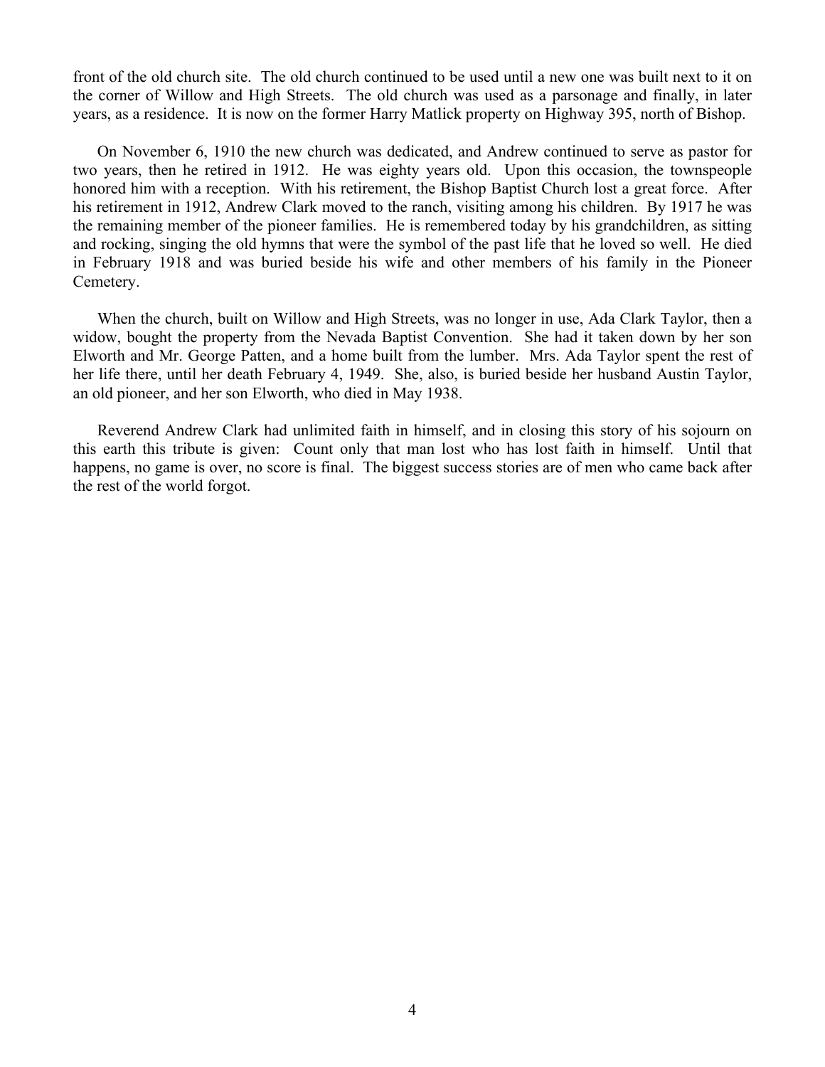front of the old church site. The old church continued to be used until a new one was built next to it on the corner of Willow and High Streets. The old church was used as a parsonage and finally, in later years, as a residence. It is now on the former Harry Matlick property on Highway 395, north of Bishop.

On November 6, 1910 the new church was dedicated, and Andrew continued to serve as pastor for two years, then he retired in 1912. He was eighty years old. Upon this occasion, the townspeople honored him with a reception. With his retirement, the Bishop Baptist Church lost a great force. After his retirement in 1912, Andrew Clark moved to the ranch, visiting among his children. By 1917 he was the remaining member of the pioneer families. He is remembered today by his grandchildren, as sitting and rocking, singing the old hymns that were the symbol of the past life that he loved so well. He died in February 1918 and was buried beside his wife and other members of his family in the Pioneer Cemetery.

When the church, built on Willow and High Streets, was no longer in use, Ada Clark Taylor, then a widow, bought the property from the Nevada Baptist Convention. She had it taken down by her son Elworth and Mr. George Patten, and a home built from the lumber. Mrs. Ada Taylor spent the rest of her life there, until her death February 4, 1949. She, also, is buried beside her husband Austin Taylor, an old pioneer, and her son Elworth, who died in May 1938.

Reverend Andrew Clark had unlimited faith in himself, and in closing this story of his sojourn on this earth this tribute is given: Count only that man lost who has lost faith in himself. Until that happens, no game is over, no score is final. The biggest success stories are of men who came back after the rest of the world forgot.